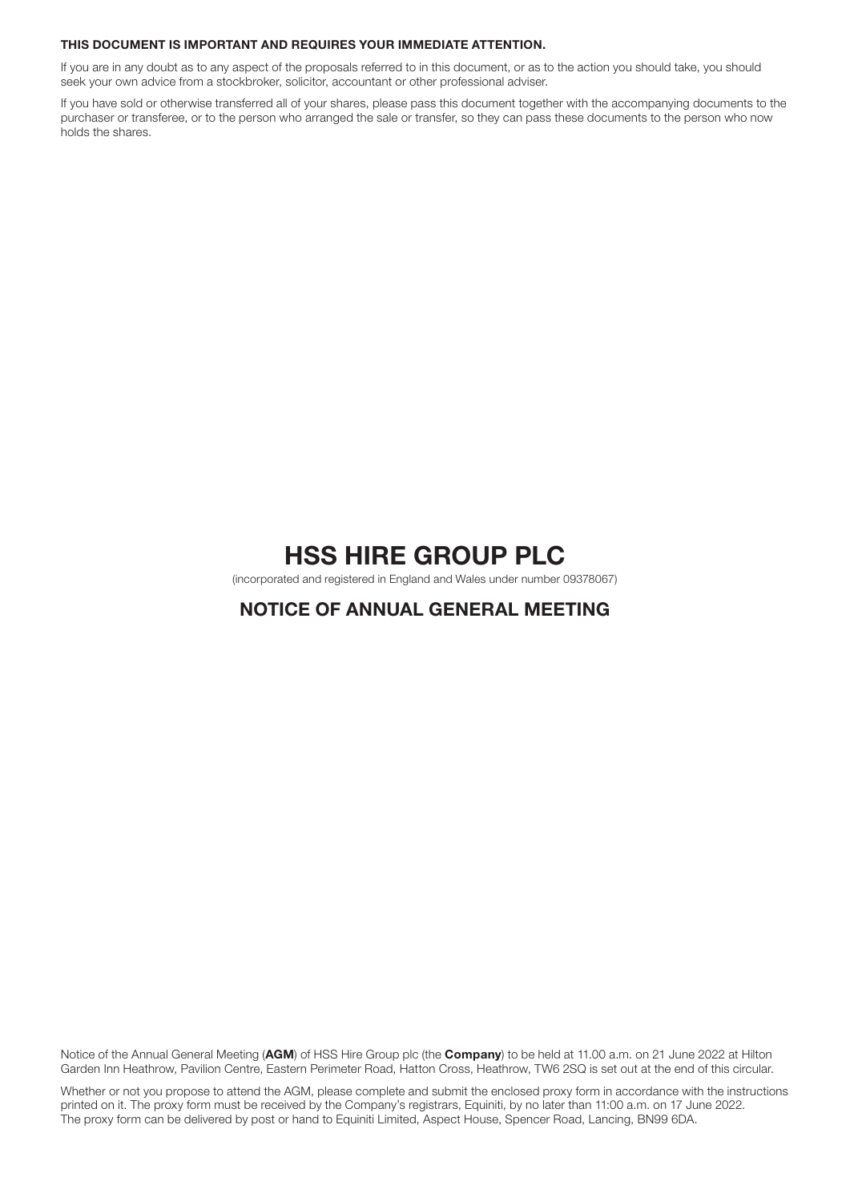**THIS DOCUMENT IS IMPORTANT AND REQUIRES YOUR IMMEDIATE ATTENTION.**

If you are in any doubt as to any aspect of the proposals referred to in this document, or as to the action you should take, you should seek your own advice from a stockbroker, solicitor, accountant or other professional adviser.

If you have sold or otherwise transferred all of your shares, please pass this document together with the accompanying documents to the purchaser or transferee, or to the person who arranged the sale or transfer, so they can pass these documents to the person who now holds the shares.

# HSS HIRE GROUP PLC

(incorporated and registered in England and Wales under number 09378067)

## NOTICE OF ANNUAL GENERAL MEETING

Notice of the Annual General Meeting (**AGM**) of HSS Hire Group plc (the **Company**) to be held at 11.00 a.m. on 21 June 2022 at Hilton Garden Inn Heathrow, Pavilion Centre, Eastern Perimeter Road, Hatton Cross, Heathrow, TW6 2SQ is set out at the end of this circular.

Whether or not you propose to attend the AGM, please complete and submit the enclosed proxy form in accordance with the instructions printed on it. The proxy form must be received by the Company's registrars, Equiniti, by no later than 11:00 a.m. on 17 June 2022. The proxy form can be delivered by post or hand to Equiniti Limited, Aspect House, Spencer Road, Lancing, BN99 6DA.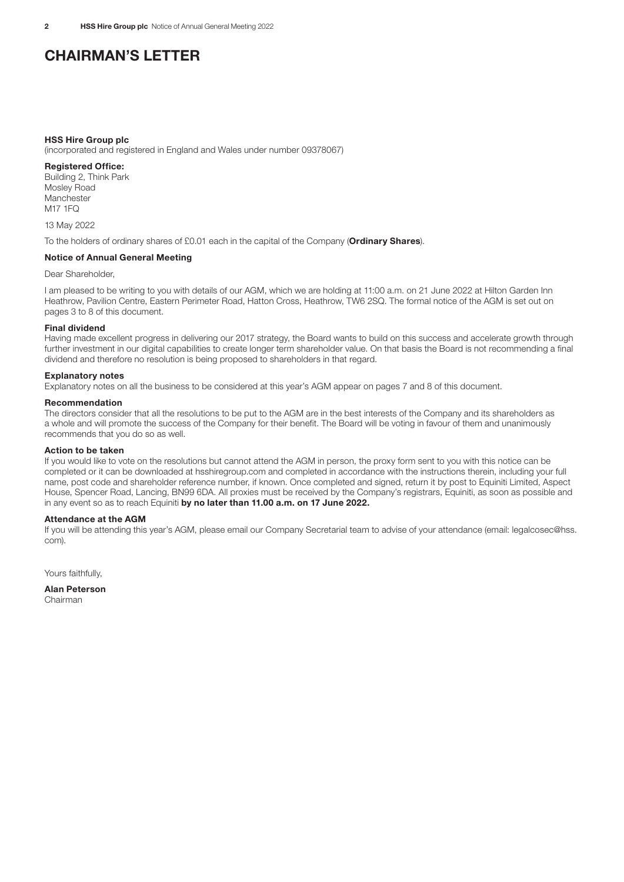# CHAIRMAN'S LETTER

**HSS Hire Group plc**
(incorporated and registered in England and Wales under number 09378067)

**Registered Office:**
Building 2, Think Park
Mosley Road
Manchester
M17 1FQ

13 May 2022

To the holders of ordinary shares of £0.01 each in the capital of the Company (**Ordinary Shares**).

**Notice of Annual General Meeting**

Dear Shareholder,

I am pleased to be writing to you with details of our AGM, which we are holding at 11:00 a.m. on 21 June 2022 at Hilton Garden Inn Heathrow, Pavilion Centre, Eastern Perimeter Road, Hatton Cross, Heathrow, TW6 2SQ. The formal notice of the AGM is set out on pages 3 to 8 of this document.

**Final dividend**
Having made excellent progress in delivering our 2017 strategy, the Board wants to build on this success and accelerate growth through further investment in our digital capabilities to create longer term shareholder value. On that basis the Board is not recommending a final dividend and therefore no resolution is being proposed to shareholders in that regard.

**Explanatory notes**
Explanatory notes on all the business to be considered at this year's AGM appear on pages 7 and 8 of this document.

**Recommendation**
The directors consider that all the resolutions to be put to the AGM are in the best interests of the Company and its shareholders as a whole and will promote the success of the Company for their benefit. The Board will be voting in favour of them and unanimously recommends that you do so as well.

**Action to be taken**
If you would like to vote on the resolutions but cannot attend the AGM in person, the proxy form sent to you with this notice can be completed or it can be downloaded at hsshiregroup.com and completed in accordance with the instructions therein, including your full name, post code and shareholder reference number, if known. Once completed and signed, return it by post to Equiniti Limited, Aspect House, Spencer Road, Lancing, BN99 6DA. All proxies must be received by the Company's registrars, Equiniti, as soon as possible and in any event so as to reach Equiniti **by no later than 11.00 a.m. on 17 June 2022.**

**Attendance at the AGM**
If you will be attending this year's AGM, please email our Company Secretarial team to advise of your attendance (email: legalcosec@hss.com).

Yours faithfully,

**Alan Peterson**
Chairman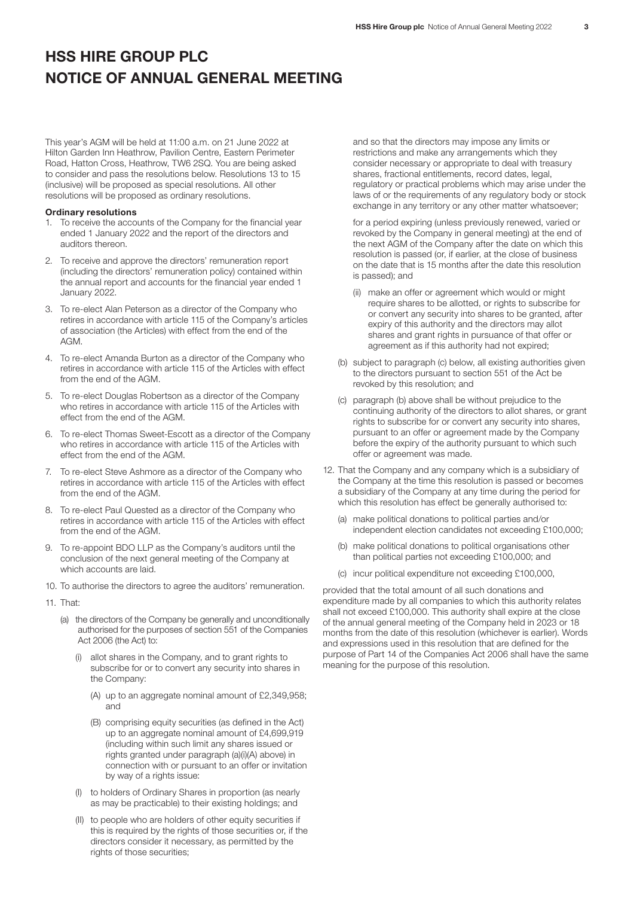# HSS HIRE GROUP PLC
# NOTICE OF ANNUAL GENERAL MEETING

This year's AGM will be held at 11:00 a.m. on 21 June 2022 at Hilton Garden Inn Heathrow, Pavilion Centre, Eastern Perimeter Road, Hatton Cross, Heathrow, TW6 2SQ. You are being asked to consider and pass the resolutions below. Resolutions 13 to 15 (inclusive) will be proposed as special resolutions. All other resolutions will be proposed as ordinary resolutions.

**Ordinary resolutions**

1. To receive the accounts of the Company for the financial year ended 1 January 2022 and the report of the directors and auditors thereon.
2. To receive and approve the directors' remuneration report (including the directors' remuneration policy) contained within the annual report and accounts for the financial year ended 1 January 2022.
3. To re-elect Alan Peterson as a director of the Company who retires in accordance with article 115 of the Company's articles of association (the Articles) with effect from the end of the AGM.
4. To re-elect Amanda Burton as a director of the Company who retires in accordance with article 115 of the Articles with effect from the end of the AGM.
5. To re-elect Douglas Robertson as a director of the Company who retires in accordance with article 115 of the Articles with effect from the end of the AGM.
6. To re-elect Thomas Sweet-Escott as a director of the Company who retires in accordance with article 115 of the Articles with effect from the end of the AGM.
7. To re-elect Steve Ashmore as a director of the Company who retires in accordance with article 115 of the Articles with effect from the end of the AGM.
8. To re-elect Paul Quested as a director of the Company who retires in accordance with article 115 of the Articles with effect from the end of the AGM.
9. To re-appoint BDO LLP as the Company's auditors until the conclusion of the next general meeting of the Company at which accounts are laid.
10. To authorise the directors to agree the auditors' remuneration.
11. That:
    - (a) the directors of the Company be generally and unconditionally authorised for the purposes of section 551 of the Companies Act 2006 (the Act) to:
        - (i) allot shares in the Company, and to grant rights to subscribe for or to convert any security into shares in the Company:
            - (A) up to an aggregate nominal amount of £2,349,958; and
            - (B) comprising equity securities (as defined in the Act) up to an aggregate nominal amount of £4,699,919 (including within such limit any shares issued or rights granted under paragraph (a)(i)(A) above) in connection with or pursuant to an offer or invitation by way of a rights issue:
        - (I) to holders of Ordinary Shares in proportion (as nearly as may be practicable) to their existing holdings; and
        - (II) to people who are holders of other equity securities if this is required by the rights of those securities or, if the directors consider it necessary, as permitted by the rights of those securities;

        and so that the directors may impose any limits or restrictions and make any arrangements which they consider necessary or appropriate to deal with treasury shares, fractional entitlements, record dates, legal, regulatory or practical problems which may arise under the laws of or the requirements of any regulatory body or stock exchange in any territory or any other matter whatsoever;

        for a period expiring (unless previously renewed, varied or revoked by the Company in general meeting) at the end of the next AGM of the Company after the date on which this resolution is passed (or, if earlier, at the close of business on the date that is 15 months after the date this resolution is passed); and

        - (ii) make an offer or agreement which would or might require shares to be allotted, or rights to subscribe for or convert any security into shares to be granted, after expiry of this authority and the directors may allot shares and grant rights in pursuance of that offer or agreement as if this authority had not expired;
    - (b) subject to paragraph (c) below, all existing authorities given to the directors pursuant to section 551 of the Act be revoked by this resolution; and
    - (c) paragraph (b) above shall be without prejudice to the continuing authority of the directors to allot shares, or grant rights to subscribe for or convert any security into shares, pursuant to an offer or agreement made by the Company before the expiry of the authority pursuant to which such offer or agreement was made.
12. That the Company and any company which is a subsidiary of the Company at the time this resolution is passed or becomes a subsidiary of the Company at any time during the period for which this resolution has effect be generally authorised to:
    - (a) make political donations to political parties and/or independent election candidates not exceeding £100,000;
    - (b) make political donations to political organisations other than political parties not exceeding £100,000; and
    - (c) incur political expenditure not exceeding £100,000,

provided that the total amount of all such donations and expenditure made by all companies to which this authority relates shall not exceed £100,000. This authority shall expire at the close of the annual general meeting of the Company held in 2023 or 18 months from the date of this resolution (whichever is earlier). Words and expressions used in this resolution that are defined for the purpose of Part 14 of the Companies Act 2006 shall have the same meaning for the purpose of this resolution.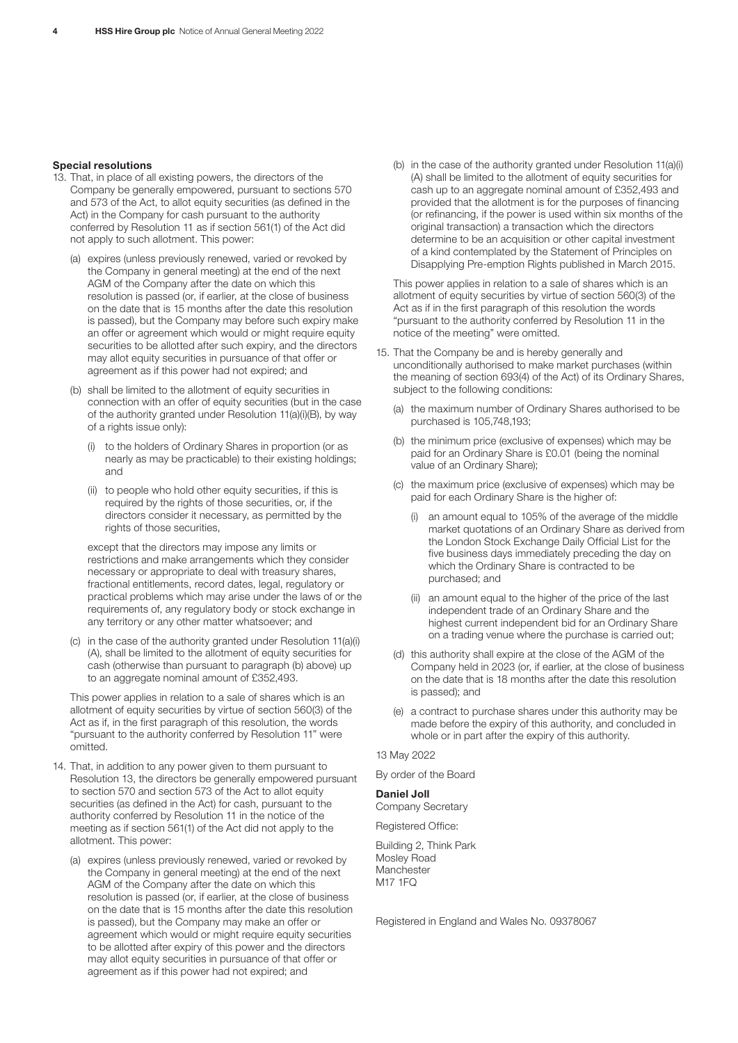### Special resolutions

13. That, in place of all existing powers, the directors of the Company be generally empowered, pursuant to sections 570 and 573 of the Act, to allot equity securities (as defined in the Act) in the Company for cash pursuant to the authority conferred by Resolution 11 as if section 561(1) of the Act did not apply to such allotment. This power:

    (a) expires (unless previously renewed, varied or revoked by the Company in general meeting) at the end of the next AGM of the Company after the date on which this resolution is passed (or, if earlier, at the close of business on the date that is 15 months after the date this resolution is passed), but the Company may before such expiry make an offer or agreement which would or might require equity securities to be allotted after such expiry, and the directors may allot equity securities in pursuance of that offer or agreement as if this power had not expired; and

    (b) shall be limited to the allotment of equity securities in connection with an offer of equity securities (but in the case of the authority granted under Resolution 11(a)(i)(B), by way of a rights issue only):

        (i) to the holders of Ordinary Shares in proportion (or as nearly as may be practicable) to their existing holdings; and

        (ii) to people who hold other equity securities, if this is required by the rights of those securities, or, if the directors consider it necessary, as permitted by the rights of those securities,

    except that the directors may impose any limits or restrictions and make arrangements which they consider necessary or appropriate to deal with treasury shares, fractional entitlements, record dates, legal, regulatory or practical problems which may arise under the laws of or the requirements of, any regulatory body or stock exchange in any territory or any other matter whatsoever; and

    (c) in the case of the authority granted under Resolution 11(a)(i)(A), shall be limited to the allotment of equity securities for cash (otherwise than pursuant to paragraph (b) above) up to an aggregate nominal amount of £352,493.

    This power applies in relation to a sale of shares which is an allotment of equity securities by virtue of section 560(3) of the Act as if, in the first paragraph of this resolution, the words "pursuant to the authority conferred by Resolution 11" were omitted.

14. That, in addition to any power given to them pursuant to Resolution 13, the directors be generally empowered pursuant to section 570 and section 573 of the Act to allot equity securities (as defined in the Act) for cash, pursuant to the authority conferred by Resolution 11 in the notice of the meeting as if section 561(1) of the Act did not apply to the allotment. This power:

    (a) expires (unless previously renewed, varied or revoked by the Company in general meeting) at the end of the next AGM of the Company after the date on which this resolution is passed (or, if earlier, at the close of business on the date that is 15 months after the date this resolution is passed), but the Company may make an offer or agreement which would or might require equity securities to be allotted after expiry of this power and the directors may allot equity securities in pursuance of that offer or agreement as if this power had not expired; and

    (b) in the case of the authority granted under Resolution 11(a)(i)(A) shall be limited to the allotment of equity securities for cash up to an aggregate nominal amount of £352,493 and provided that the allotment is for the purposes of financing (or refinancing, if the power is used within six months of the original transaction) a transaction which the directors determine to be an acquisition or other capital investment of a kind contemplated by the Statement of Principles on Disapplying Pre-emption Rights published in March 2015.

    This power applies in relation to a sale of shares which is an allotment of equity securities by virtue of section 560(3) of the Act as if in the first paragraph of this resolution the words "pursuant to the authority conferred by Resolution 11 in the notice of the meeting" were omitted.

15. That the Company be and is hereby generally and unconditionally authorised to make market purchases (within the meaning of section 693(4) of the Act) of its Ordinary Shares, subject to the following conditions:

    (a) the maximum number of Ordinary Shares authorised to be purchased is 105,748,193;

    (b) the minimum price (exclusive of expenses) which may be paid for an Ordinary Share is £0.01 (being the nominal value of an Ordinary Share);

    (c) the maximum price (exclusive of expenses) which may be paid for each Ordinary Share is the higher of:

        (i) an amount equal to 105% of the average of the middle market quotations of an Ordinary Share as derived from the London Stock Exchange Daily Official List for the five business days immediately preceding the day on which the Ordinary Share is contracted to be purchased; and

        (ii) an amount equal to the higher of the price of the last independent trade of an Ordinary Share and the highest current independent bid for an Ordinary Share on a trading venue where the purchase is carried out;

    (d) this authority shall expire at the close of the AGM of the Company held in 2023 (or, if earlier, at the close of business on the date that is 18 months after the date this resolution is passed); and

    (e) a contract to purchase shares under this authority may be made before the expiry of this authority, and concluded in whole or in part after the expiry of this authority.

13 May 2022

By order of the Board

**Daniel Joll**
Company Secretary

Registered Office:

Building 2, Think Park
Mosley Road
Manchester
M17 1FQ

Registered in England and Wales No. 09378067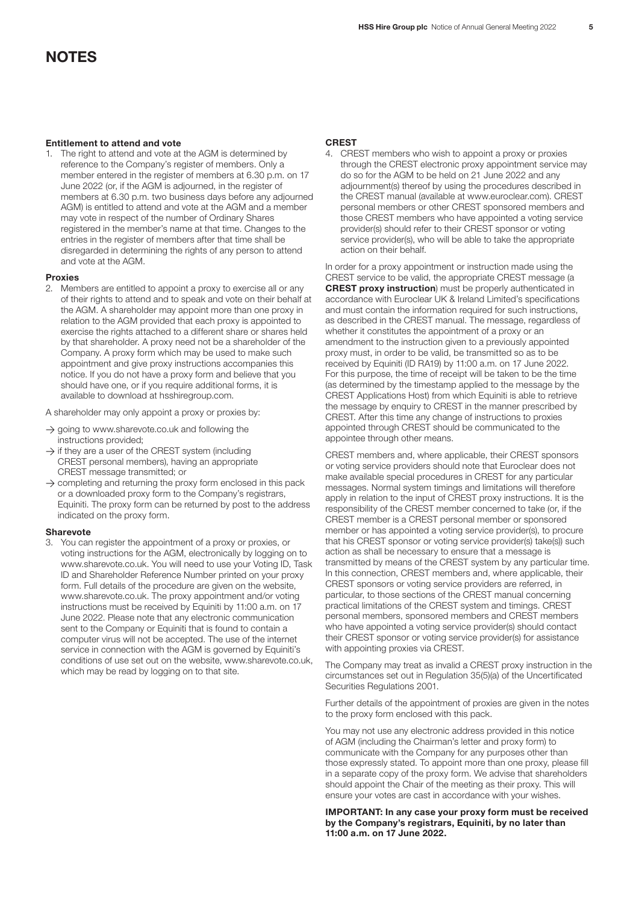# NOTES

### Entitlement to attend and vote

1. The right to attend and vote at the AGM is determined by reference to the Company's register of members. Only a member entered in the register of members at 6.30 p.m. on 17 June 2022 (or, if the AGM is adjourned, in the register of members at 6.30 p.m. two business days before any adjourned AGM) is entitled to attend and vote at the AGM and a member may vote in respect of the number of Ordinary Shares registered in the member's name at that time. Changes to the entries in the register of members after that time shall be disregarded in determining the rights of any person to attend and vote at the AGM.

### Proxies

2. Members are entitled to appoint a proxy to exercise all or any of their rights to attend and to speak and vote on their behalf at the AGM. A shareholder may appoint more than one proxy in relation to the AGM provided that each proxy is appointed to exercise the rights attached to a different share or shares held by that shareholder. A proxy need not be a shareholder of the Company. A proxy form which may be used to make such appointment and give proxy instructions accompanies this notice. If you do not have a proxy form and believe that you should have one, or if you require additional forms, it is available to download at hsshiregroup.com.

A shareholder may only appoint a proxy or proxies by:

- → going to www.sharevote.co.uk and following the instructions provided;
- → if they are a user of the CREST system (including CREST personal members), having an appropriate CREST message transmitted; or
- → completing and returning the proxy form enclosed in this pack or a downloaded proxy form to the Company's registrars, Equiniti. The proxy form can be returned by post to the address indicated on the proxy form.

### Sharevote

3. You can register the appointment of a proxy or proxies, or voting instructions for the AGM, electronically by logging on to www.sharevote.co.uk. You will need to use your Voting ID, Task ID and Shareholder Reference Number printed on your proxy form. Full details of the procedure are given on the website, www.sharevote.co.uk. The proxy appointment and/or voting instructions must be received by Equiniti by 11:00 a.m. on 17 June 2022. Please note that any electronic communication sent to the Company or Equiniti that is found to contain a computer virus will not be accepted. The use of the internet service in connection with the AGM is governed by Equiniti's conditions of use set out on the website, www.sharevote.co.uk, which may be read by logging on to that site.

### CREST

4. CREST members who wish to appoint a proxy or proxies through the CREST electronic proxy appointment service may do so for the AGM to be held on 21 June 2022 and any adjournment(s) thereof by using the procedures described in the CREST manual (available at www.euroclear.com). CREST personal members or other CREST sponsored members and those CREST members who have appointed a voting service provider(s) should refer to their CREST sponsor or voting service provider(s), who will be able to take the appropriate action on their behalf.

In order for a proxy appointment or instruction made using the CREST service to be valid, the appropriate CREST message (a **CREST proxy instruction**) must be properly authenticated in accordance with Euroclear UK & Ireland Limited's specifications and must contain the information required for such instructions, as described in the CREST manual. The message, regardless of whether it constitutes the appointment of a proxy or an amendment to the instruction given to a previously appointed proxy must, in order to be valid, be transmitted so as to be received by Equiniti (ID RA19) by 11:00 a.m. on 17 June 2022. For this purpose, the time of receipt will be taken to be the time (as determined by the timestamp applied to the message by the CREST Applications Host) from which Equiniti is able to retrieve the message by enquiry to CREST in the manner prescribed by CREST. After this time any change of instructions to proxies appointed through CREST should be communicated to the appointee through other means.

CREST members and, where applicable, their CREST sponsors or voting service providers should note that Euroclear does not make available special procedures in CREST for any particular messages. Normal system timings and limitations will therefore apply in relation to the input of CREST proxy instructions. It is the responsibility of the CREST member concerned to take (or, if the CREST member is a CREST personal member or sponsored member or has appointed a voting service provider(s), to procure that his CREST sponsor or voting service provider(s) take(s)) such action as shall be necessary to ensure that a message is transmitted by means of the CREST system by any particular time. In this connection, CREST members and, where applicable, their CREST sponsors or voting service providers are referred, in particular, to those sections of the CREST manual concerning practical limitations of the CREST system and timings. CREST personal members, sponsored members and CREST members who have appointed a voting service provider(s) should contact their CREST sponsor or voting service provider(s) for assistance with appointing proxies via CREST.

The Company may treat as invalid a CREST proxy instruction in the circumstances set out in Regulation 35(5)(a) of the Uncertificated Securities Regulations 2001.

Further details of the appointment of proxies are given in the notes to the proxy form enclosed with this pack.

You may not use any electronic address provided in this notice of AGM (including the Chairman's letter and proxy form) to communicate with the Company for any purposes other than those expressly stated. To appoint more than one proxy, please fill in a separate copy of the proxy form. We advise that shareholders should appoint the Chair of the meeting as their proxy. This will ensure your votes are cast in accordance with your wishes.

**IMPORTANT: In any case your proxy form must be received by the Company's registrars, Equiniti, by no later than 11:00 a.m. on 17 June 2022.**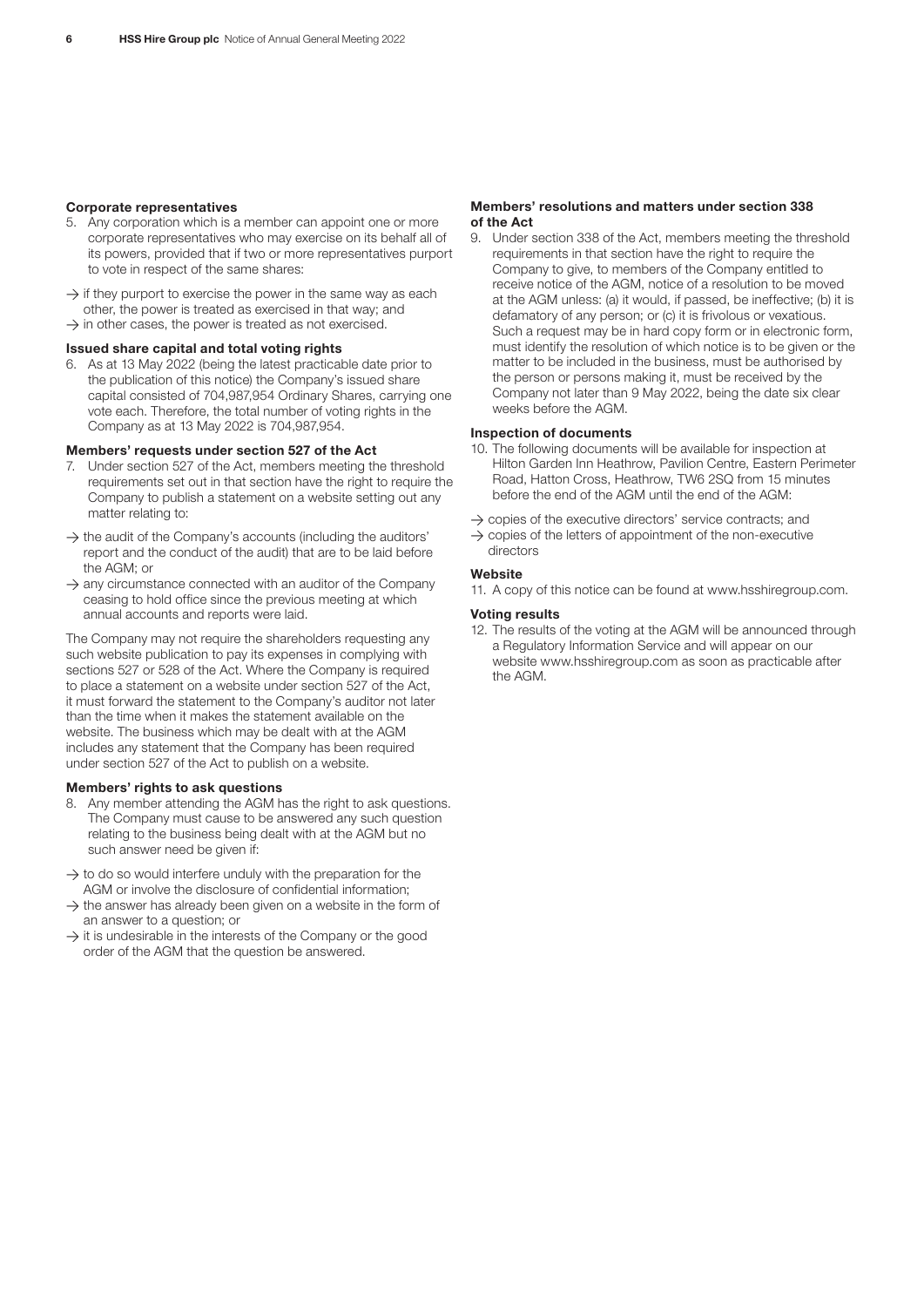### Corporate representatives

5. Any corporation which is a member can appoint one or more corporate representatives who may exercise on its behalf all of its powers, provided that if two or more representatives purport to vote in respect of the same shares:

→ if they purport to exercise the power in the same way as each other, the power is treated as exercised in that way; and
→ in other cases, the power is treated as not exercised.

### Issued share capital and total voting rights

6. As at 13 May 2022 (being the latest practicable date prior to the publication of this notice) the Company's issued share capital consisted of 704,987,954 Ordinary Shares, carrying one vote each. Therefore, the total number of voting rights in the Company as at 13 May 2022 is 704,987,954.

### Members' requests under section 527 of the Act

7. Under section 527 of the Act, members meeting the threshold requirements set out in that section have the right to require the Company to publish a statement on a website setting out any matter relating to:

→ the audit of the Company's accounts (including the auditors' report and the conduct of the audit) that are to be laid before the AGM; or
→ any circumstance connected with an auditor of the Company ceasing to hold office since the previous meeting at which annual accounts and reports were laid.

The Company may not require the shareholders requesting any such website publication to pay its expenses in complying with sections 527 or 528 of the Act. Where the Company is required to place a statement on a website under section 527 of the Act, it must forward the statement to the Company's auditor not later than the time when it makes the statement available on the website. The business which may be dealt with at the AGM includes any statement that the Company has been required under section 527 of the Act to publish on a website.

### Members' rights to ask questions

8. Any member attending the AGM has the right to ask questions. The Company must cause to be answered any such question relating to the business being dealt with at the AGM but no such answer need be given if:

→ to do so would interfere unduly with the preparation for the AGM or involve the disclosure of confidential information;
→ the answer has already been given on a website in the form of an answer to a question; or
→ it is undesirable in the interests of the Company or the good order of the AGM that the question be answered.

### Members' resolutions and matters under section 338 of the Act

9. Under section 338 of the Act, members meeting the threshold requirements in that section have the right to require the Company to give, to members of the Company entitled to receive notice of the AGM, notice of a resolution to be moved at the AGM unless: (a) it would, if passed, be ineffective; (b) it is defamatory of any person; or (c) it is frivolous or vexatious. Such a request may be in hard copy form or in electronic form, must identify the resolution of which notice is to be given or the matter to be included in the business, must be authorised by the person or persons making it, must be received by the Company not later than 9 May 2022, being the date six clear weeks before the AGM.

### Inspection of documents

10. The following documents will be available for inspection at Hilton Garden Inn Heathrow, Pavilion Centre, Eastern Perimeter Road, Hatton Cross, Heathrow, TW6 2SQ from 15 minutes before the end of the AGM until the end of the AGM:

→ copies of the executive directors' service contracts; and
→ copies of the letters of appointment of the non-executive directors

### Website

11. A copy of this notice can be found at www.hsshiregroup.com.

### Voting results

12. The results of the voting at the AGM will be announced through a Regulatory Information Service and will appear on our website www.hsshiregroup.com as soon as practicable after the AGM.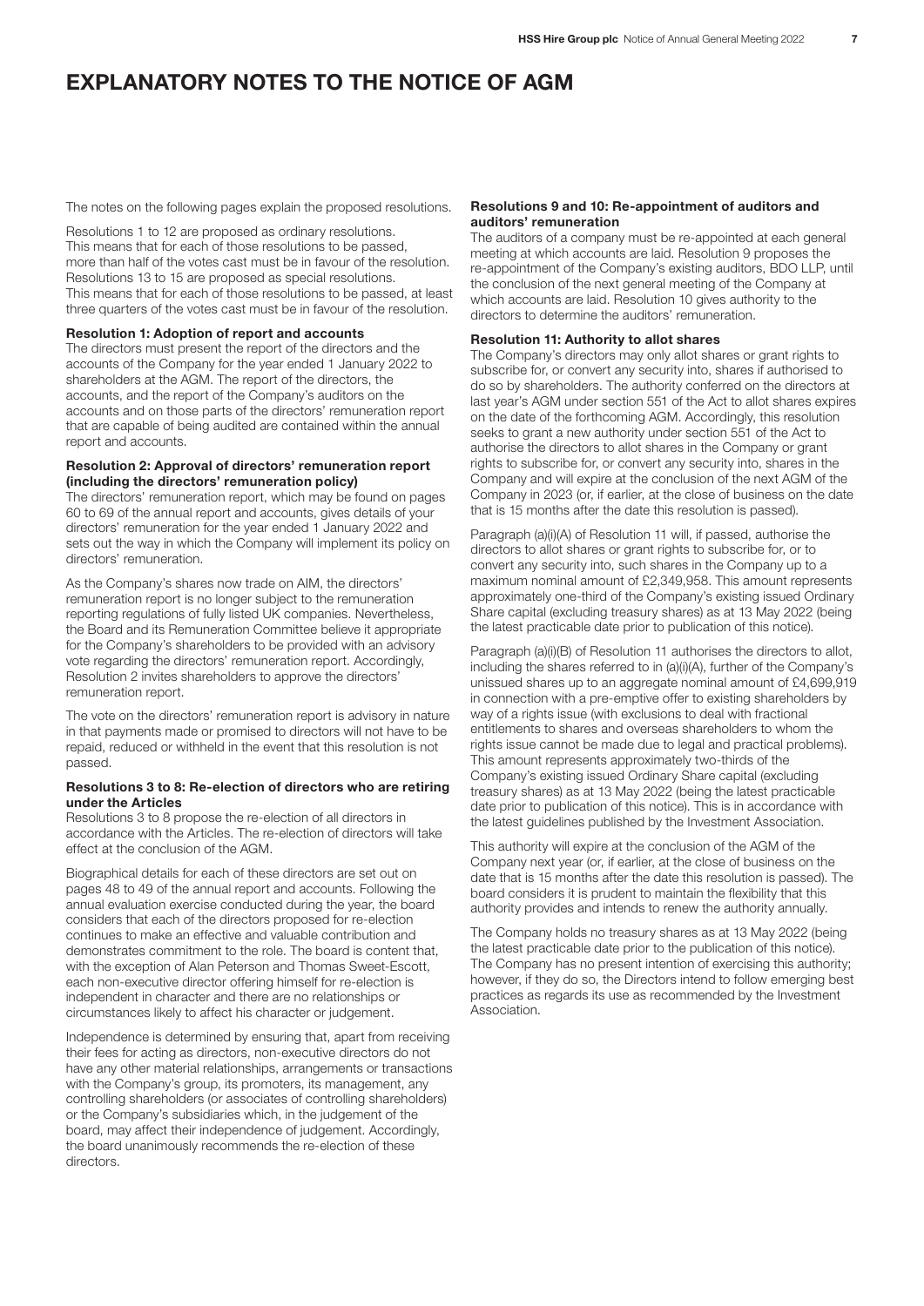# EXPLANATORY NOTES TO THE NOTICE OF AGM

The notes on the following pages explain the proposed resolutions.

Resolutions 1 to 12 are proposed as ordinary resolutions. This means that for each of those resolutions to be passed, more than half of the votes cast must be in favour of the resolution. Resolutions 13 to 15 are proposed as special resolutions. This means that for each of those resolutions to be passed, at least three quarters of the votes cast must be in favour of the resolution.

### Resolution 1: Adoption of report and accounts

The directors must present the report of the directors and the accounts of the Company for the year ended 1 January 2022 to shareholders at the AGM. The report of the directors, the accounts, and the report of the Company's auditors on the accounts and on those parts of the directors' remuneration report that are capable of being audited are contained within the annual report and accounts.

### Resolution 2: Approval of directors' remuneration report (including the directors' remuneration policy)

The directors' remuneration report, which may be found on pages 60 to 69 of the annual report and accounts, gives details of your directors' remuneration for the year ended 1 January 2022 and sets out the way in which the Company will implement its policy on directors' remuneration.

As the Company's shares now trade on AIM, the directors' remuneration report is no longer subject to the remuneration reporting regulations of fully listed UK companies. Nevertheless, the Board and its Remuneration Committee believe it appropriate for the Company's shareholders to be provided with an advisory vote regarding the directors' remuneration report. Accordingly, Resolution 2 invites shareholders to approve the directors' remuneration report.

The vote on the directors' remuneration report is advisory in nature in that payments made or promised to directors will not have to be repaid, reduced or withheld in the event that this resolution is not passed.

### Resolutions 3 to 8: Re-election of directors who are retiring under the Articles

Resolutions 3 to 8 propose the re-election of all directors in accordance with the Articles. The re-election of directors will take effect at the conclusion of the AGM.

Biographical details for each of these directors are set out on pages 48 to 49 of the annual report and accounts. Following the annual evaluation exercise conducted during the year, the board considers that each of the directors proposed for re-election continues to make an effective and valuable contribution and demonstrates commitment to the role. The board is content that, with the exception of Alan Peterson and Thomas Sweet-Escott, each non-executive director offering himself for re-election is independent in character and there are no relationships or circumstances likely to affect his character or judgement.

Independence is determined by ensuring that, apart from receiving their fees for acting as directors, non-executive directors do not have any other material relationships, arrangements or transactions with the Company's group, its promoters, its management, any controlling shareholders (or associates of controlling shareholders) or the Company's subsidiaries which, in the judgement of the board, may affect their independence of judgement. Accordingly, the board unanimously recommends the re-election of these directors.

### Resolutions 9 and 10: Re-appointment of auditors and auditors' remuneration

The auditors of a company must be re-appointed at each general meeting at which accounts are laid. Resolution 9 proposes the re-appointment of the Company's existing auditors, BDO LLP, until the conclusion of the next general meeting of the Company at which accounts are laid. Resolution 10 gives authority to the directors to determine the auditors' remuneration.

### Resolution 11: Authority to allot shares

The Company's directors may only allot shares or grant rights to subscribe for, or convert any security into, shares if authorised to do so by shareholders. The authority conferred on the directors at last year's AGM under section 551 of the Act to allot shares expires on the date of the forthcoming AGM. Accordingly, this resolution seeks to grant a new authority under section 551 of the Act to authorise the directors to allot shares in the Company or grant rights to subscribe for, or convert any security into, shares in the Company and will expire at the conclusion of the next AGM of the Company in 2023 (or, if earlier, at the close of business on the date that is 15 months after the date this resolution is passed).

Paragraph (a)(i)(A) of Resolution 11 will, if passed, authorise the directors to allot shares or grant rights to subscribe for, or to convert any security into, such shares in the Company up to a maximum nominal amount of £2,349,958. This amount represents approximately one-third of the Company's existing issued Ordinary Share capital (excluding treasury shares) as at 13 May 2022 (being the latest practicable date prior to publication of this notice).

Paragraph (a)(i)(B) of Resolution 11 authorises the directors to allot, including the shares referred to in (a)(i)(A), further of the Company's unissued shares up to an aggregate nominal amount of £4,699,919 in connection with a pre-emptive offer to existing shareholders by way of a rights issue (with exclusions to deal with fractional entitlements to shares and overseas shareholders to whom the rights issue cannot be made due to legal and practical problems). This amount represents approximately two-thirds of the Company's existing issued Ordinary Share capital (excluding treasury shares) as at 13 May 2022 (being the latest practicable date prior to publication of this notice). This is in accordance with the latest guidelines published by the Investment Association.

This authority will expire at the conclusion of the AGM of the Company next year (or, if earlier, at the close of business on the date that is 15 months after the date this resolution is passed). The board considers it is prudent to maintain the flexibility that this authority provides and intends to renew the authority annually.

The Company holds no treasury shares as at 13 May 2022 (being the latest practicable date prior to the publication of this notice). The Company has no present intention of exercising this authority; however, if they do so, the Directors intend to follow emerging best practices as regards its use as recommended by the Investment Association.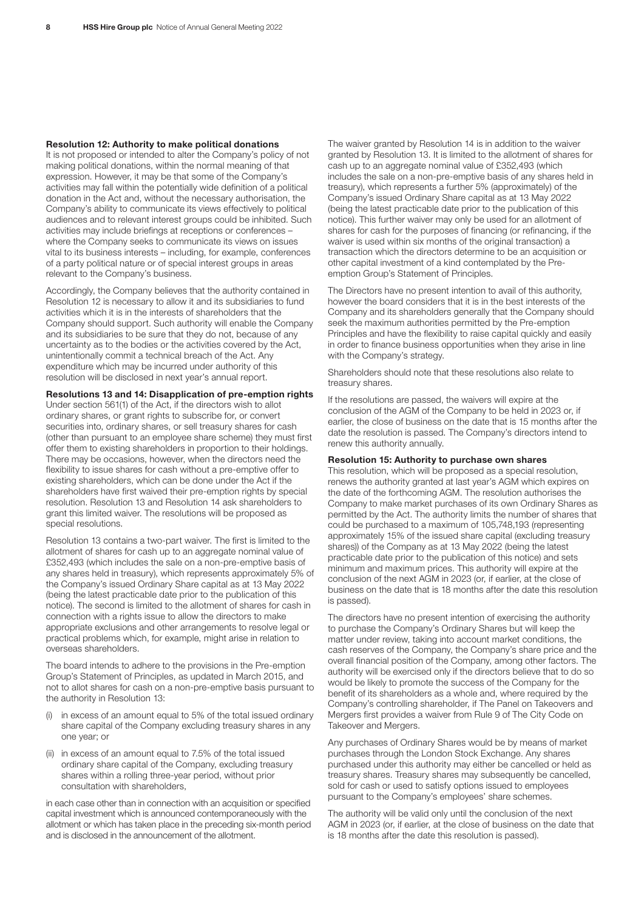### Resolution 12: Authority to make political donations

It is not proposed or intended to alter the Company's policy of not making political donations, within the normal meaning of that expression. However, it may be that some of the Company's activities may fall within the potentially wide definition of a political donation in the Act and, without the necessary authorisation, the Company's ability to communicate its views effectively to political audiences and to relevant interest groups could be inhibited. Such activities may include briefings at receptions or conferences – where the Company seeks to communicate its views on issues vital to its business interests – including, for example, conferences of a party political nature or of special interest groups in areas relevant to the Company's business.

Accordingly, the Company believes that the authority contained in Resolution 12 is necessary to allow it and its subsidiaries to fund activities which it is in the interests of shareholders that the Company should support. Such authority will enable the Company and its subsidiaries to be sure that they do not, because of any uncertainty as to the bodies or the activities covered by the Act, unintentionally commit a technical breach of the Act. Any expenditure which may be incurred under authority of this resolution will be disclosed in next year's annual report.

### Resolutions 13 and 14: Disapplication of pre-emption rights

Under section 561(1) of the Act, if the directors wish to allot ordinary shares, or grant rights to subscribe for, or convert securities into, ordinary shares, or sell treasury shares for cash (other than pursuant to an employee share scheme) they must first offer them to existing shareholders in proportion to their holdings. There may be occasions, however, when the directors need the flexibility to issue shares for cash without a pre-emptive offer to existing shareholders, which can be done under the Act if the shareholders have first waived their pre-emption rights by special resolution. Resolution 13 and Resolution 14 ask shareholders to grant this limited waiver. The resolutions will be proposed as special resolutions.

Resolution 13 contains a two-part waiver. The first is limited to the allotment of shares for cash up to an aggregate nominal value of £352,493 (which includes the sale on a non-pre-emptive basis of any shares held in treasury), which represents approximately 5% of the Company's issued Ordinary Share capital as at 13 May 2022 (being the latest practicable date prior to the publication of this notice). The second is limited to the allotment of shares for cash in connection with a rights issue to allow the directors to make appropriate exclusions and other arrangements to resolve legal or practical problems which, for example, might arise in relation to overseas shareholders.

The board intends to adhere to the provisions in the Pre-emption Group's Statement of Principles, as updated in March 2015, and not to allot shares for cash on a non-pre-emptive basis pursuant to the authority in Resolution 13:

(i) in excess of an amount equal to 5% of the total issued ordinary share capital of the Company excluding treasury shares in any one year; or

(ii) in excess of an amount equal to 7.5% of the total issued ordinary share capital of the Company, excluding treasury shares within a rolling three-year period, without prior consultation with shareholders,

in each case other than in connection with an acquisition or specified capital investment which is announced contemporaneously with the allotment or which has taken place in the preceding six-month period and is disclosed in the announcement of the allotment.

The waiver granted by Resolution 14 is in addition to the waiver granted by Resolution 13. It is limited to the allotment of shares for cash up to an aggregate nominal value of £352,493 (which includes the sale on a non-pre-emptive basis of any shares held in treasury), which represents a further 5% (approximately) of the Company's issued Ordinary Share capital as at 13 May 2022 (being the latest practicable date prior to the publication of this notice). This further waiver may only be used for an allotment of shares for cash for the purposes of financing (or refinancing, if the waiver is used within six months of the original transaction) a transaction which the directors determine to be an acquisition or other capital investment of a kind contemplated by the Pre-emption Group's Statement of Principles.

The Directors have no present intention to avail of this authority, however the board considers that it is in the best interests of the Company and its shareholders generally that the Company should seek the maximum authorities permitted by the Pre-emption Principles and have the flexibility to raise capital quickly and easily in order to finance business opportunities when they arise in line with the Company's strategy.

Shareholders should note that these resolutions also relate to treasury shares.

If the resolutions are passed, the waivers will expire at the conclusion of the AGM of the Company to be held in 2023 or, if earlier, the close of business on the date that is 15 months after the date the resolution is passed. The Company's directors intend to renew this authority annually.

### Resolution 15: Authority to purchase own shares

This resolution, which will be proposed as a special resolution, renews the authority granted at last year's AGM which expires on the date of the forthcoming AGM. The resolution authorises the Company to make market purchases of its own Ordinary Shares as permitted by the Act. The authority limits the number of shares that could be purchased to a maximum of 105,748,193 (representing approximately 15% of the issued share capital (excluding treasury shares)) of the Company as at 13 May 2022 (being the latest practicable date prior to the publication of this notice) and sets minimum and maximum prices. This authority will expire at the conclusion of the next AGM in 2023 (or, if earlier, at the close of business on the date that is 18 months after the date this resolution is passed).

The directors have no present intention of exercising the authority to purchase the Company's Ordinary Shares but will keep the matter under review, taking into account market conditions, the cash reserves of the Company, the Company's share price and the overall financial position of the Company, among other factors. The authority will be exercised only if the directors believe that to do so would be likely to promote the success of the Company for the benefit of its shareholders as a whole and, where required by the Company's controlling shareholder, if The Panel on Takeovers and Mergers first provides a waiver from Rule 9 of The City Code on Takeover and Mergers.

Any purchases of Ordinary Shares would be by means of market purchases through the London Stock Exchange. Any shares purchased under this authority may either be cancelled or held as treasury shares. Treasury shares may subsequently be cancelled, sold for cash or used to satisfy options issued to employees pursuant to the Company's employees' share schemes.

The authority will be valid only until the conclusion of the next AGM in 2023 (or, if earlier, at the close of business on the date that is 18 months after the date this resolution is passed).